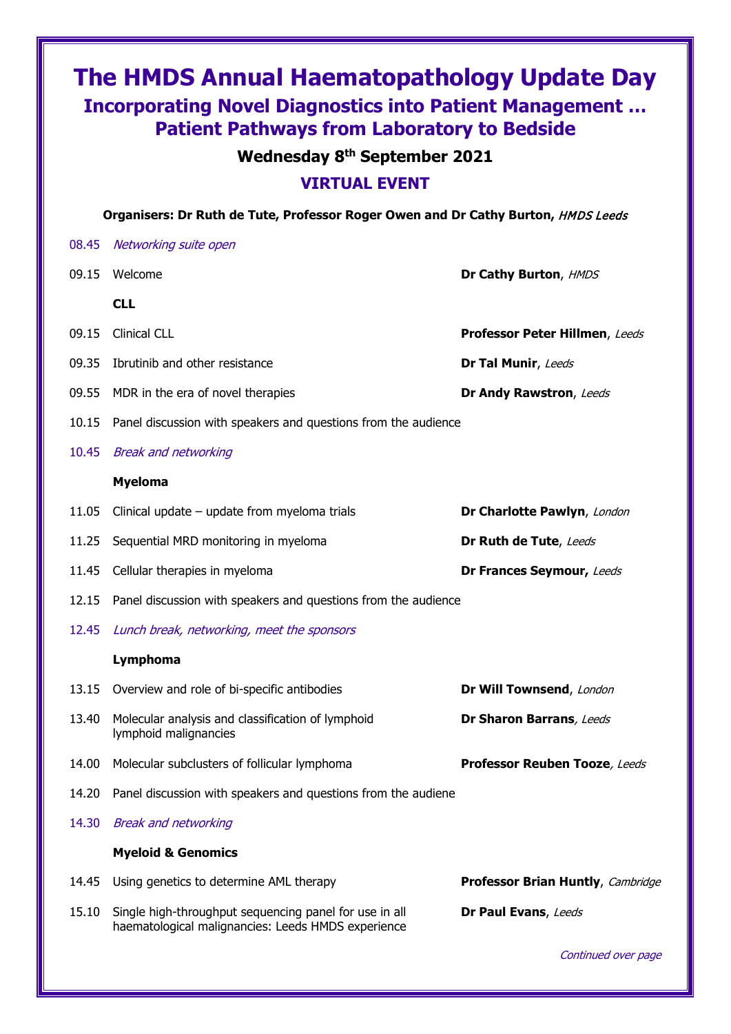# The HMDS Annual Haematopathology Update Day

## Incorporating Novel Diagnostics into Patient Management … Patient Pathways from Laboratory to Bedside

### Wednesday 8th September 2021

### VIRTUAL EVENT

**Organisers: Dr Ruth de Tute, Professor Roger Owen and Dr Cathy Burton,** *HMDS Leeds*

| Time | Session | Speaker |
|---|---|---|
| 08.45 | *Networking suite open* | |
| 09.15 | Welcome | **Dr Cathy Burton**, *HMDS* |
| | **CLL** | |
| 09.15 | Clinical CLL | **Professor Peter Hillmen**, *Leeds* |
| 09.35 | Ibrutinib and other resistance | **Dr Tal Munir**, *Leeds* |
| 09.55 | MDR in the era of novel therapies | **Dr Andy Rawstron**, *Leeds* |
| 10.15 | Panel discussion with speakers and questions from the audience | |
| 10.45 | *Break and networking* | |
| | **Myeloma** | |
| 11.05 | Clinical update – update from myeloma trials | **Dr Charlotte Pawlyn**, *London* |
| 11.25 | Sequential MRD monitoring in myeloma | **Dr Ruth de Tute**, *Leeds* |
| 11.45 | Cellular therapies in myeloma | **Dr Frances Seymour,** *Leeds* |
| 12.15 | Panel discussion with speakers and questions from the audience | |
| 12.45 | *Lunch break, networking, meet the sponsors* | |
| | **Lymphoma** | |
| 13.15 | Overview and role of bi-specific antibodies | **Dr Will Townsend**, *London* |
| 13.40 | Molecular analysis and classification of lymphoid lymphoid malignancies | **Dr Sharon Barrans**, *Leeds* |
| 14.00 | Molecular subclusters of follicular lymphoma | **Professor Reuben Tooze**, *Leeds* |
| 14.20 | Panel discussion with speakers and questions from the audiene | |
| 14.30 | *Break and networking* | |
| | **Myeloid & Genomics** | |
| 14.45 | Using genetics to determine AML therapy | **Professor Brian Huntly**, *Cambridge* |
| 15.10 | Single high-throughput sequencing panel for use in all haematological malignancies: Leeds HMDS experience | **Dr Paul Evans**, *Leeds* |

*Continued over page*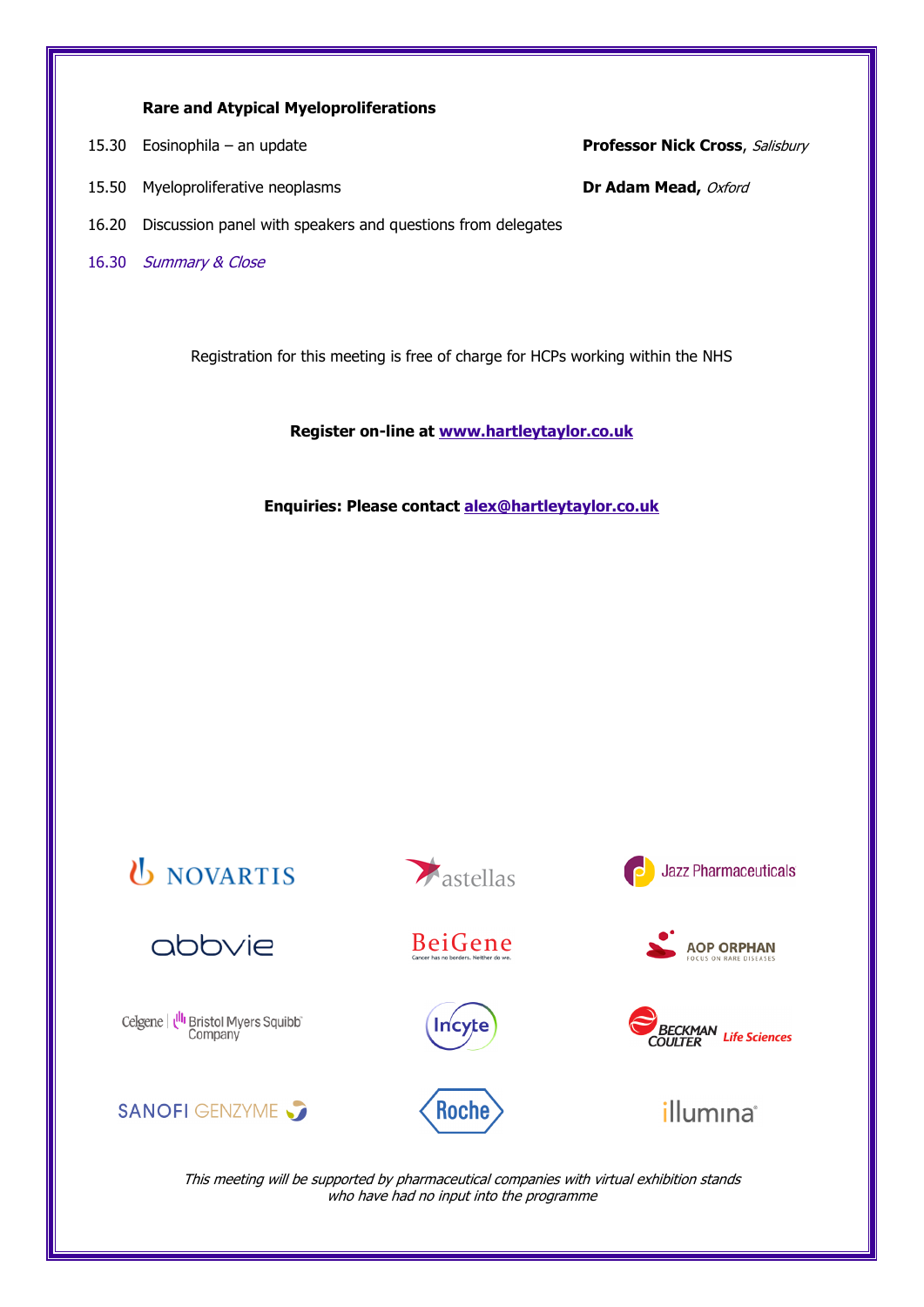**Rare and Atypical Myeloproliferations**

15.30 Eosinophila – an update — **Professor Nick Cross**, *Salisbury*

15.50 Myeloproliferative neoplasms — **Dr Adam Mead,** *Oxford*

16.20 Discussion panel with speakers and questions from delegates

16.30 *Summary & Close*

Registration for this meeting is free of charge for HCPs working within the NHS

**Register on-line at www.hartleytaylor.co.uk**

**Enquiries: Please contact alex@hartleytaylor.co.uk**

NOVARTIS

astellas

Jazz Pharmaceuticals

abbvie

BeiGene

AOP ORPHAN

Celgene | Bristol Myers Squibb Company

Incyte

BECKMAN COULTER Life Sciences

SANOFI GENZYME

Roche

illumina

*This meeting will be supported by pharmaceutical companies with virtual exhibition stands who have had no input into the programme*